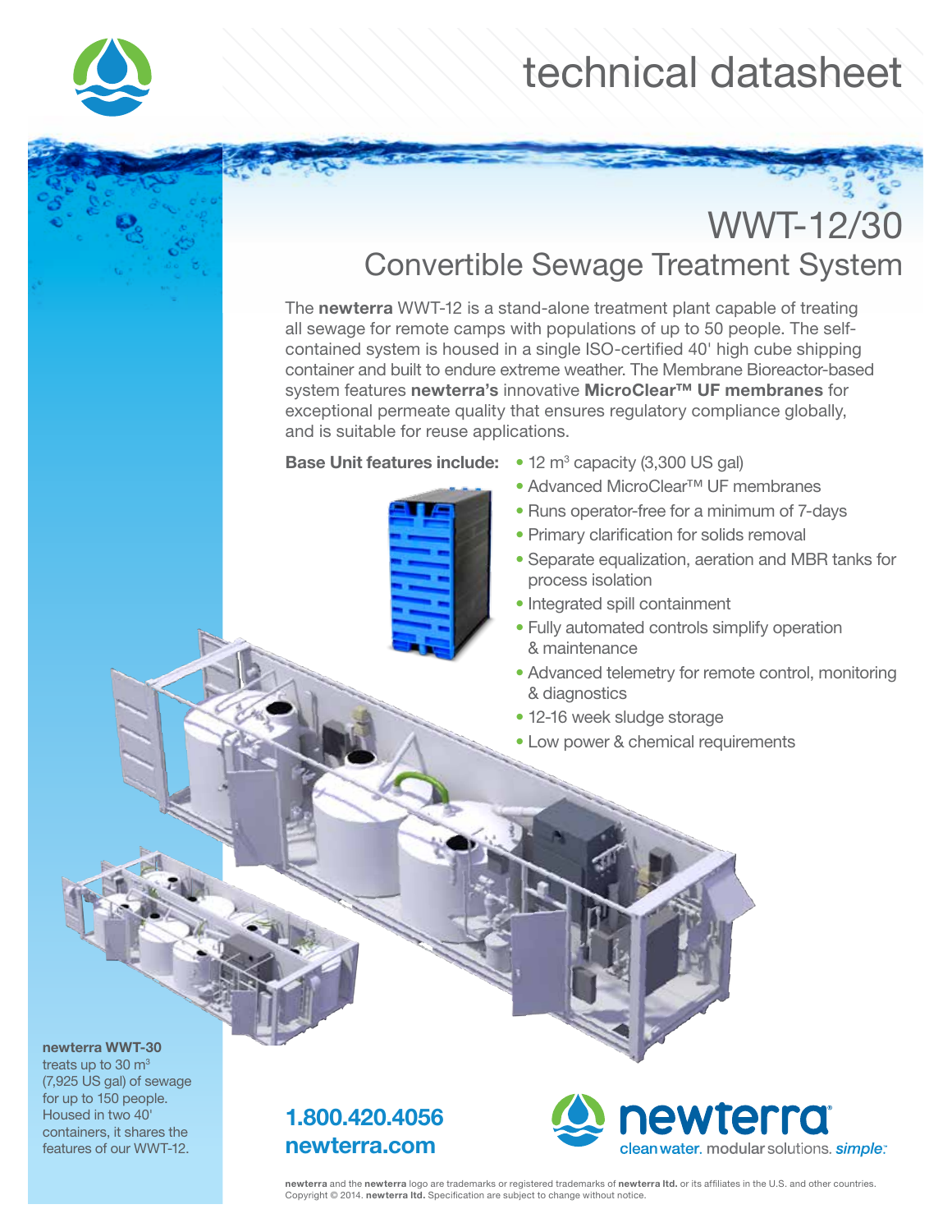technical datasheet

# WWT-12/30

## Convertible Sewage Treatment System

The **newterra** WWT-12 is a stand-alone treatment plant capable of treating all sewage for remote camps with populations of up to 50 people. The self-contained system is housed in a single ISO-certified 40' high cube shipping container and built to endure extreme weather. The Membrane Bioreactor-based system features **newterra's** innovative **MicroClear™ UF membranes** for exceptional permeate quality that ensures regulatory compliance globally, and is suitable for reuse applications.

**Base Unit features include:**

- 12 m$^3$ capacity (3,300 US gal)
- Advanced MicroClear™ UF membranes
- Runs operator-free for a minimum of 7-days
- Primary clarification for solids removal
- Separate equalization, aeration and MBR tanks for process isolation
- Integrated spill containment
- Fully automated controls simplify operation & maintenance
- Advanced telemetry for remote control, monitoring & diagnostics
- 12-16 week sludge storage
- Low power & chemical requirements

**newterra WWT-30** treats up to 30 m$^3$ (7,925 US gal) of sewage for up to 150 people. Housed in two 40' containers, it shares the features of our WWT-12.

**1.800.420.4056**
**newterra.com**

newterra
clean water. modular solutions. *simple.*

**newterra** and the **newterra** logo are trademarks or registered trademarks of **newterra ltd.** or its affiliates in the U.S. and other countries. Copyright © 2014. **newterra ltd.** Specification are subject to change without notice.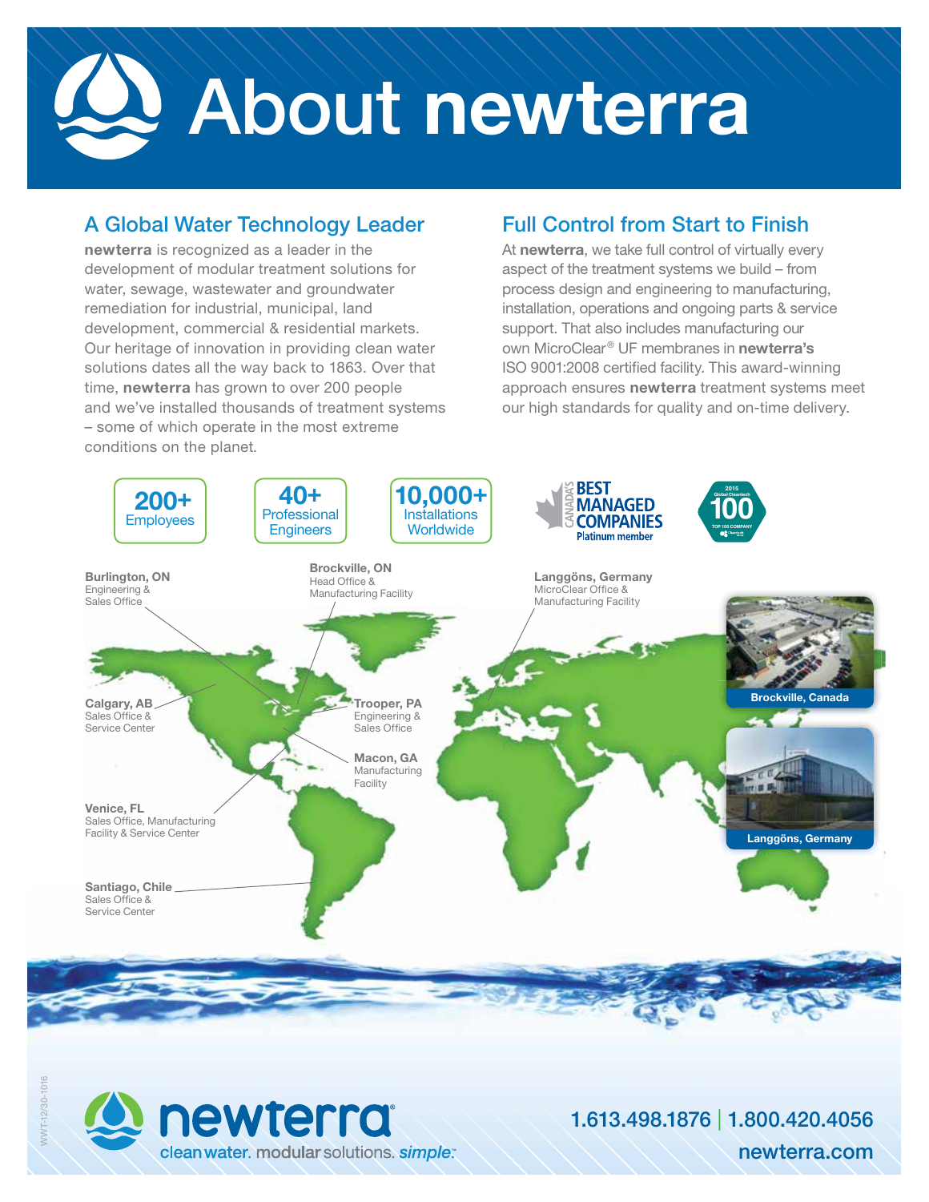# About newterra

## A Global Water Technology Leader

**newterra** is recognized as a leader in the development of modular treatment solutions for water, sewage, wastewater and groundwater remediation for industrial, municipal, land development, commercial & residential markets. Our heritage of innovation in providing clean water solutions dates all the way back to 1863. Over that time, **newterra** has grown to over 200 people and we've installed thousands of treatment systems – some of which operate in the most extreme conditions on the planet.

## Full Control from Start to Finish

At **newterra**, we take full control of virtually every aspect of the treatment systems we build – from process design and engineering to manufacturing, installation, operations and ongoing parts & service support. That also includes manufacturing our own MicroClear® UF membranes in **newterra's** ISO 9001:2008 certified facility. This award-winning approach ensures **newterra** treatment systems meet our high standards for quality and on-time delivery.

**200+** Employees

**40+** Professional Engineers

**10,000+** Installations Worldwide

CANADA'S BEST MANAGED COMPANIES Platinum member

2015 Global Cleantech 100 TOP 100 COMPANY

**Burlington, ON**
Engineering & Sales Office

**Brockville, ON**
Head Office & Manufacturing Facility

**Langgöns, Germany**
MicroClear Office & Manufacturing Facility

**Calgary, AB**
Sales Office & Service Center

**Trooper, PA**
Engineering & Sales Office

**Macon, GA**
Manufacturing Facility

**Venice, FL**
Sales Office, Manufacturing Facility & Service Center

**Santiago, Chile**
Sales Office & Service Center

Brockville, Canada

Langgöns, Germany

newterra® clean water. modular solutions. *simple*.

1.613.498.1876 | 1.800.420.4056

newterra.com

WWT-12/30-1016